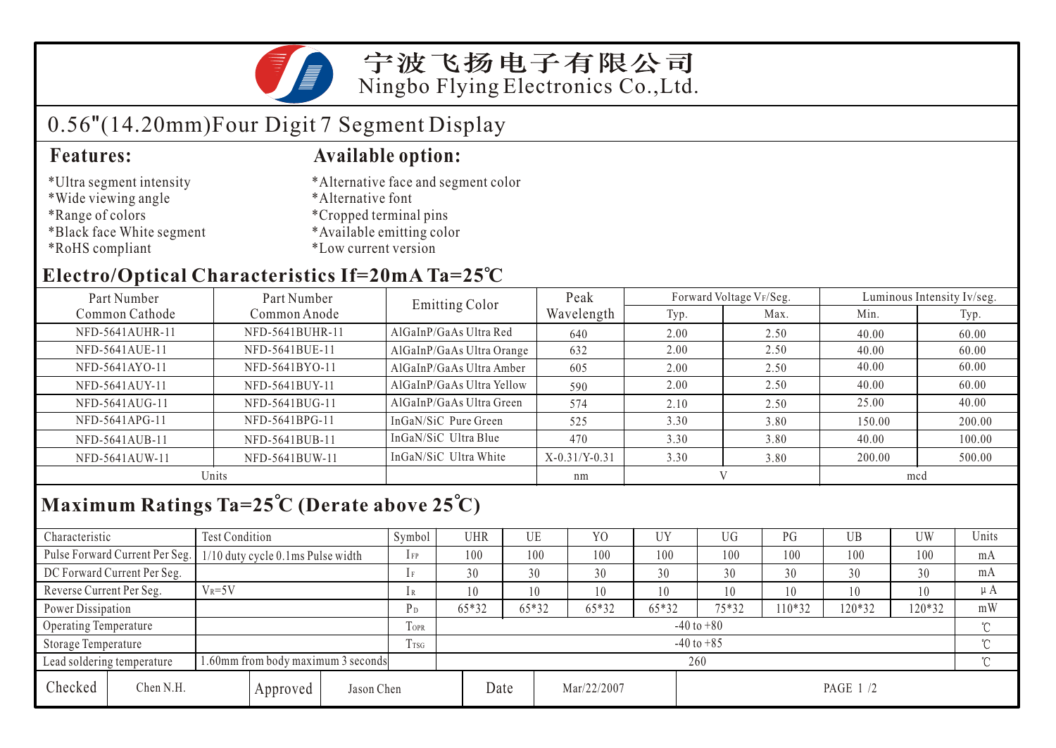# 宁波飞扬电子有限公司
# Ningbo Flying Electronics Co.,Ltd.

## 0.56"(14.20mm)Four Digit 7 Segment Display

### Features:

*Ultra segment intensity
*Wide viewing angle
*Range of colors
*Black face White segment
*RoHS compliant

### Available option:

*Alternative face and segment color
*Alternative font
*Cropped terminal pins
*Available emitting color
*Low current version

### Electro/Optical Characteristics If=20mA Ta=25℃

| Part Number Common Cathode | Part Number Common Anode | Emitting Color | Peak Wavelength | Forward Voltage $V_F$/Seg. | | Luminous Intensity Iv/seg. | |
|---|---|---|---|---|---|---|---|
| | | | | Typ. | Max. | Min. | Typ. |
| NFD-5641AUHR-11 | NFD-5641BUHR-11 | AlGaInP/GaAs Ultra Red | 640 | 2.00 | 2.50 | 40.00 | 60.00 |
| NFD-5641AUE-11 | NFD-5641BUE-11 | AlGaInP/GaAs Ultra Orange | 632 | 2.00 | 2.50 | 40.00 | 60.00 |
| NFD-5641AYO-11 | NFD-5641BYO-11 | AlGaInP/GaAs Ultra Amber | 605 | 2.00 | 2.50 | 40.00 | 60.00 |
| NFD-5641AUY-11 | NFD-5641BUY-11 | AlGaInP/GaAs Ultra Yellow | 590 | 2.00 | 2.50 | 40.00 | 60.00 |
| NFD-5641AUG-11 | NFD-5641BUG-11 | AlGaInP/GaAs Ultra Green | 574 | 2.10 | 2.50 | 25.00 | 40.00 |
| NFD-5641APG-11 | NFD-5641BPG-11 | InGaN/SiC Pure Green | 525 | 3.30 | 3.80 | 150.00 | 200.00 |
| NFD-5641AUB-11 | NFD-5641BUB-11 | InGaN/SiC Ultra Blue | 470 | 3.30 | 3.80 | 40.00 | 100.00 |
| NFD-5641AUW-11 | NFD-5641BUW-11 | InGaN/SiC Ultra White | X-0.31/Y-0.31 | 3.30 | 3.80 | 200.00 | 500.00 |
| Units | | | nm | V | | mcd | |

### Maximum Ratings Ta=25℃ (Derate above 25℃)

| Characteristic | Test Condition | Symbol | UHR | UE | YO | UY | UG | PG | UB | UW | Units |
|---|---|---|---|---|---|---|---|---|---|---|---|
| Pulse Forward Current Per Seg. | 1/10 duty cycle 0.1ms Pulse width | $I_{FP}$ | 100 | 100 | 100 | 100 | 100 | 100 | 100 | 100 | mA |
| DC Forward Current Per Seg. | | $I_F$ | 30 | 30 | 30 | 30 | 30 | 30 | 30 | 30 | mA |
| Reverse Current Per Seg. | $V_R$=5V | $I_R$ | 10 | 10 | 10 | 10 | 10 | 10 | 10 | 10 | μA |
| Power Dissipation | | $P_D$ | 65*32 | 65*32 | 65*32 | 65*32 | 75*32 | 110*32 | 120*32 | 120*32 | mW |
| Operating Temperature | | $T_{OPR}$ | -40 to +80 | | | | | | | | ℃ |
| Storage Temperature | | $T_{TSG}$ | -40 to +85 | | | | | | | | ℃ |
| Lead soldering temperature | 1.60mm from body maximum 3 seconds | | 260 | | | | | | | | ℃ |

| Checked | Chen N.H. | Approved | Jason Chen | Date | Mar/22/2007 |
|---|---|---|---|---|---|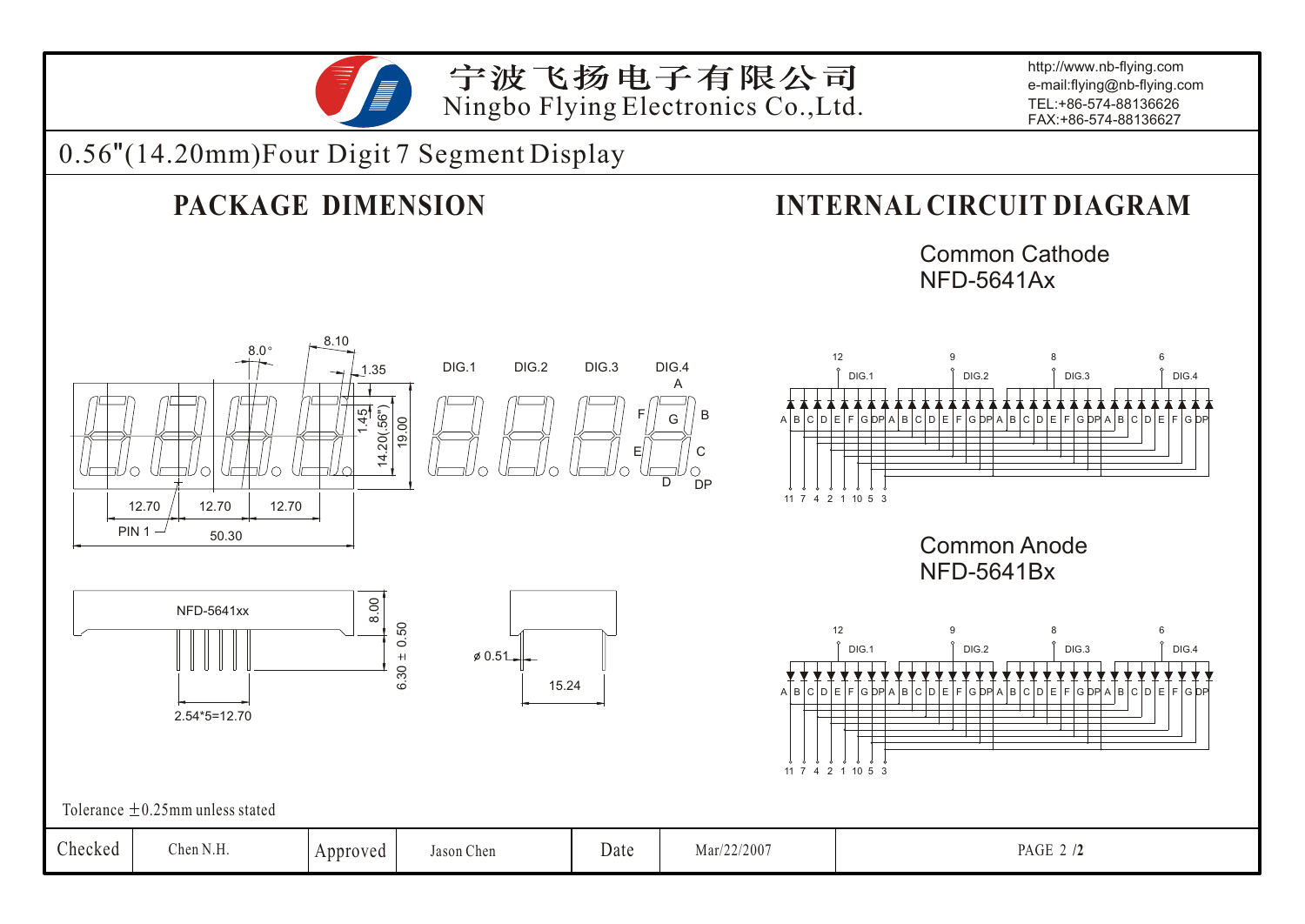宁波飞扬电子有限公司
Ningbo Flying Electronics Co.,Ltd.

http://www.nb-flying.com
e-mail:flying@nb-flying.com
TEL:+86-574-88136626
FAX:+86-574-88136627

# 0.56"(14.20mm)Four Digit 7 Segment Display

## PACKAGE DIMENSION

8.0°
8.10
1.35
1.45
14.20(.56")
19.00
12.70
12.70
12.70
PIN 1
50.30

DIG.1 DIG.2 DIG.3 DIG.4
A B C D E F G DP

NFD-5641xx
8.00
6.30 ± 0.50
2.54*5=12.70
ø 0.51
15.24

## INTERNAL CIRCUIT DIAGRAM

Common Cathode
NFD-5641Ax

12 9 8 6
DIG.1 DIG.2 DIG.3 DIG.4
A B C D E F G DP A B C D E F G DP A B C D E F G DP A B C D E F G DP
11 7 4 2 1 10 5 3

Common Anode
NFD-5641Bx

12 9 8 6
DIG.1 DIG.2 DIG.3 DIG.4
A B C D E F G DP A B C D E F G DP A B C D E F G DP A B C D E F G DP
11 7 4 2 1 10 5 3

Tolerance ±0.25mm unless stated

| | | | | | | |
|---|---|---|---|---|---|---|
| Checked | Chen N.H. | Approved | Jason Chen | Date | Mar/22/2007 | PAGE 2 /2 |